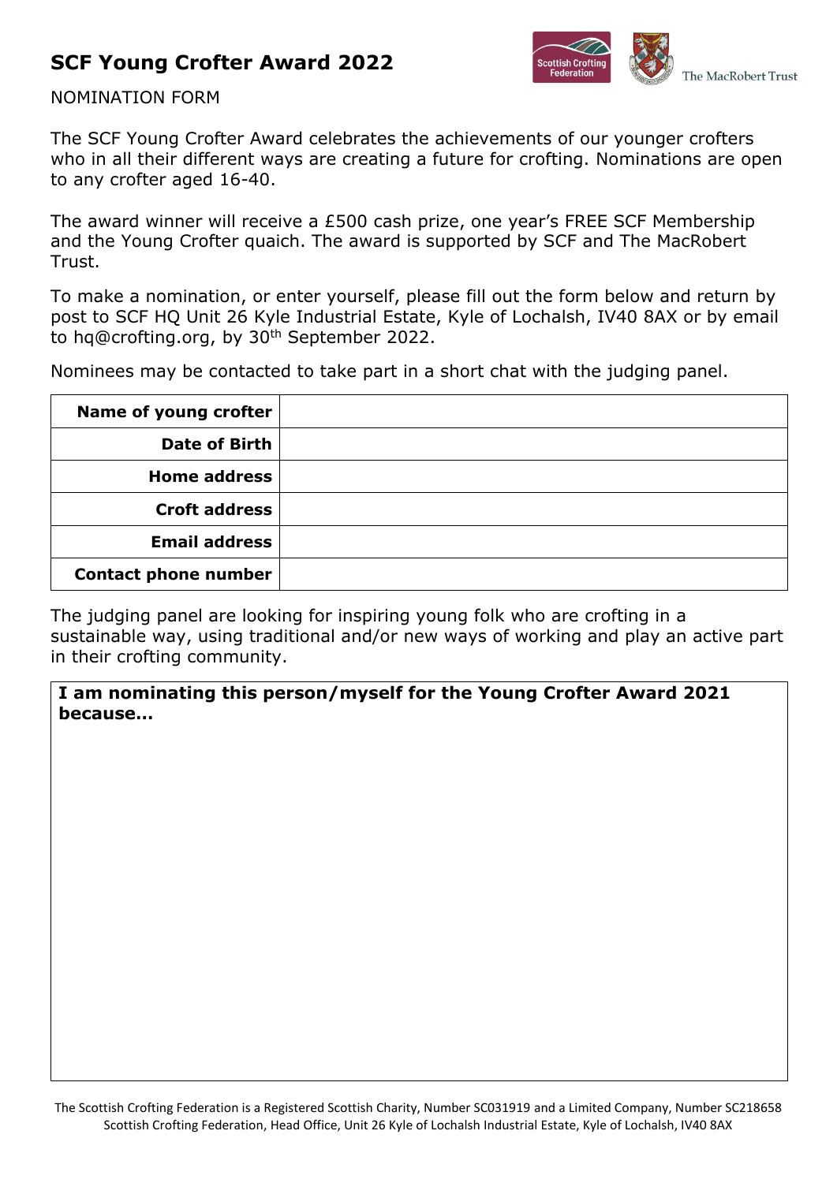# SCF Young Crofter Award 2022

NOMINATION FORM

The SCF Young Crofter Award celebrates the achievements of our younger crofters who in all their different ways are creating a future for crofting. Nominations are open to any crofter aged 16-40.

The award winner will receive a £500 cash prize, one year's FREE SCF Membership and the Young Crofter quaich. The award is supported by SCF and The MacRobert Trust.

To make a nomination, or enter yourself, please fill out the form below and return by post to SCF HQ Unit 26 Kyle Industrial Estate, Kyle of Lochalsh, IV40 8AX or by email to hq@crofting.org, by 30th September 2022.

Nominees may be contacted to take part in a short chat with the judging panel.

| | |
|---|---|
| **Name of young crofter** | |
| **Date of Birth** | |
| **Home address** | |
| **Croft address** | |
| **Email address** | |
| **Contact phone number** | |

The judging panel are looking for inspiring young folk who are crofting in a sustainable way, using traditional and/or new ways of working and play an active part in their crofting community.

| **I am nominating this person/myself for the Young Crofter Award 2021 because...** |
|---|
| |

The Scottish Crofting Federation is a Registered Scottish Charity, Number SC031919 and a Limited Company, Number SC218658
Scottish Crofting Federation, Head Office, Unit 26 Kyle of Lochalsh Industrial Estate, Kyle of Lochalsh, IV40 8AX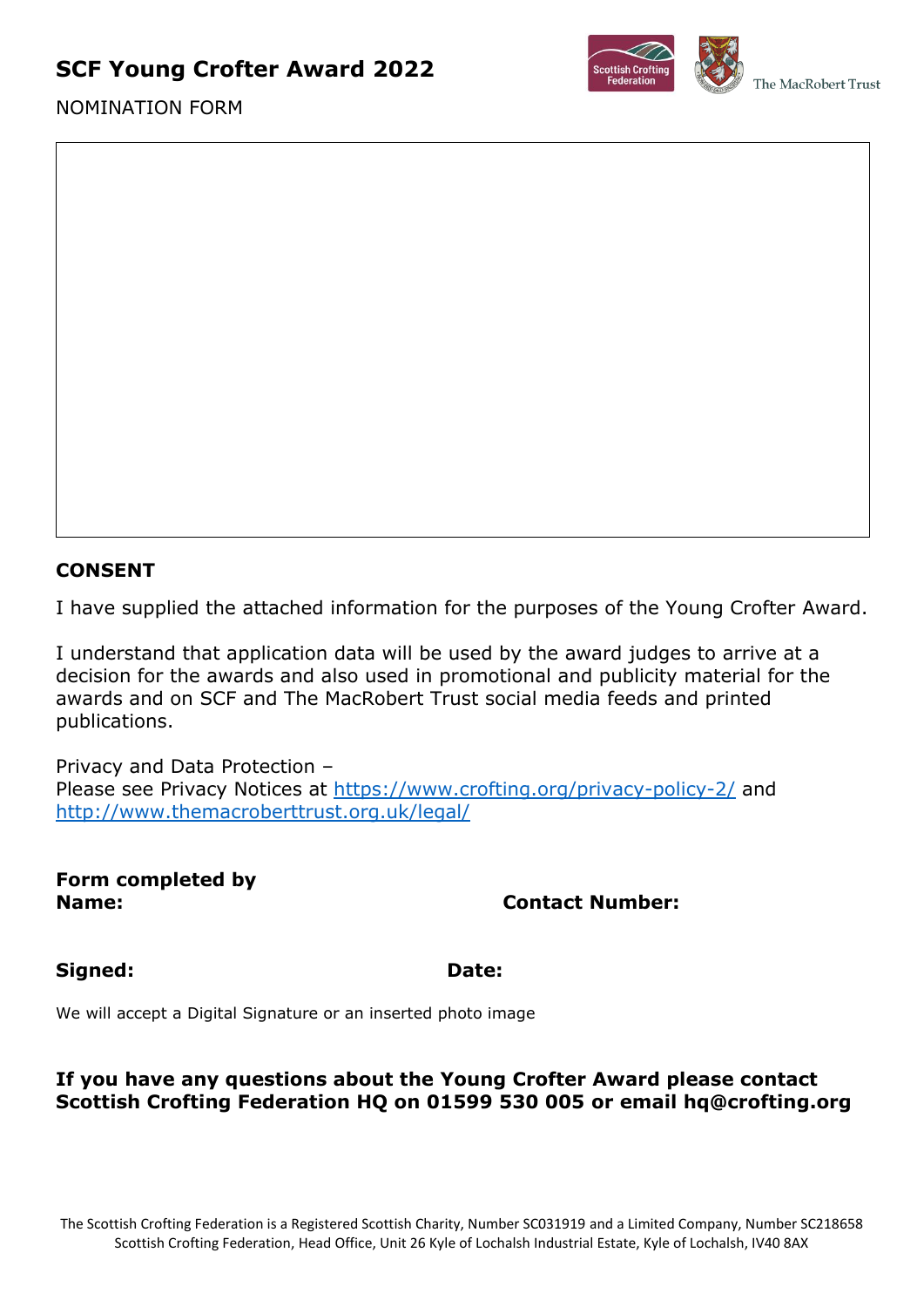# SCF Young Crofter Award 2022

NOMINATION FORM

Scottish Crofting Federation

The MacRobert Trust

**CONSENT**

I have supplied the attached information for the purposes of the Young Crofter Award.

I understand that application data will be used by the award judges to arrive at a decision for the awards and also used in promotional and publicity material for the awards and on SCF and The MacRobert Trust social media feeds and printed publications.

Privacy and Data Protection –
Please see Privacy Notices at https://www.crofting.org/privacy-policy-2/ and http://www.themacroberttrust.org.uk/legal/

**Form completed by**
**Name:** **Contact Number:**

**Signed:** **Date:**

We will accept a Digital Signature or an inserted photo image

**If you have any questions about the Young Crofter Award please contact Scottish Crofting Federation HQ on 01599 530 005 or email hq@crofting.org**

The Scottish Crofting Federation is a Registered Scottish Charity, Number SC031919 and a Limited Company, Number SC218658
Scottish Crofting Federation, Head Office, Unit 26 Kyle of Lochalsh Industrial Estate, Kyle of Lochalsh, IV40 8AX